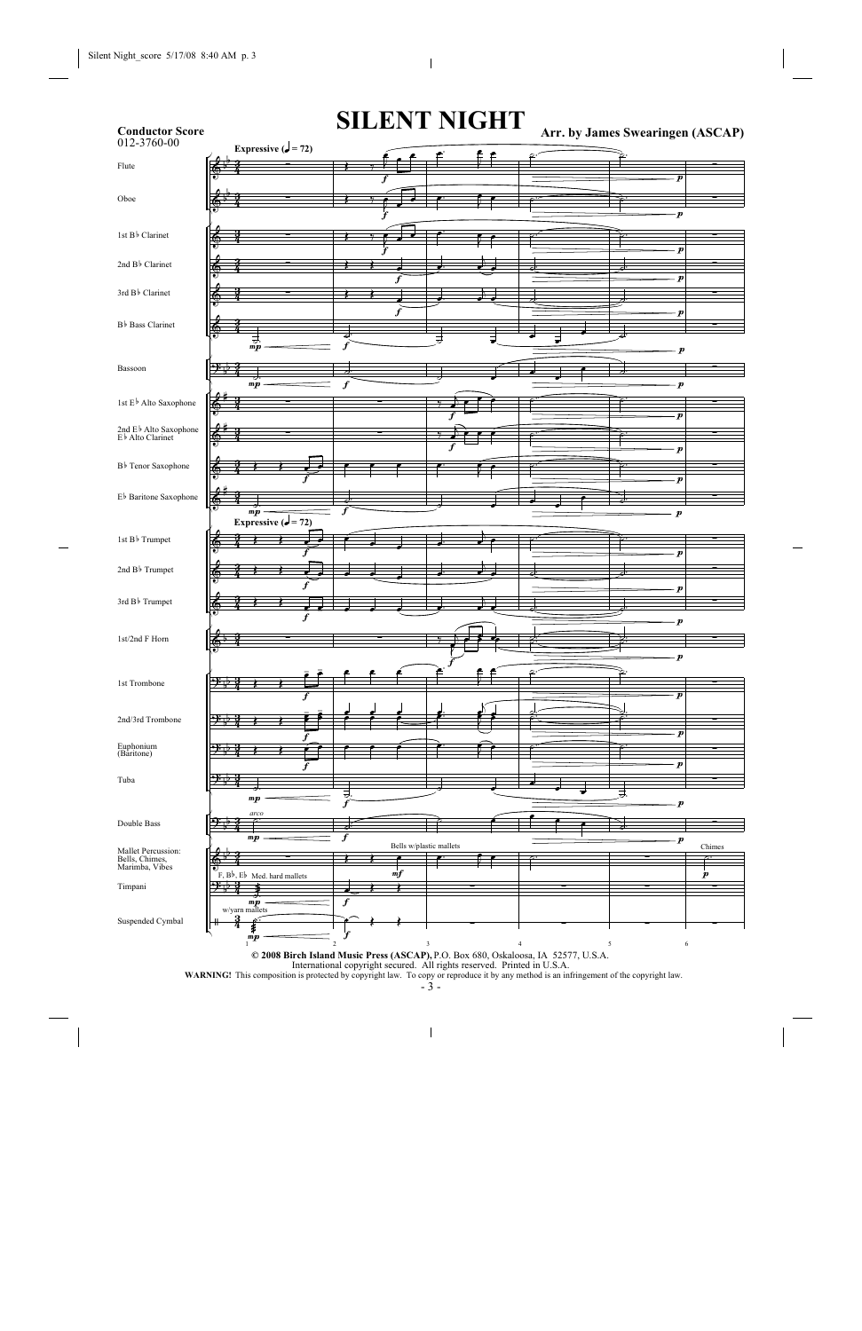**Conductor Score**
012-3760-00

# SILENT NIGHT

**Arr. by James Swearingen (ASCAP)**

**© 2008 Birch Island Music Press (ASCAP),** P.O. Box 680, Oskaloosa, IA 52577, U.S.A.
International copyright secured. All rights reserved. Printed in U.S.A.

**WARNING!** This composition is protected by copyright law. To copy or reproduce it by any method is an infringement of the copyright law.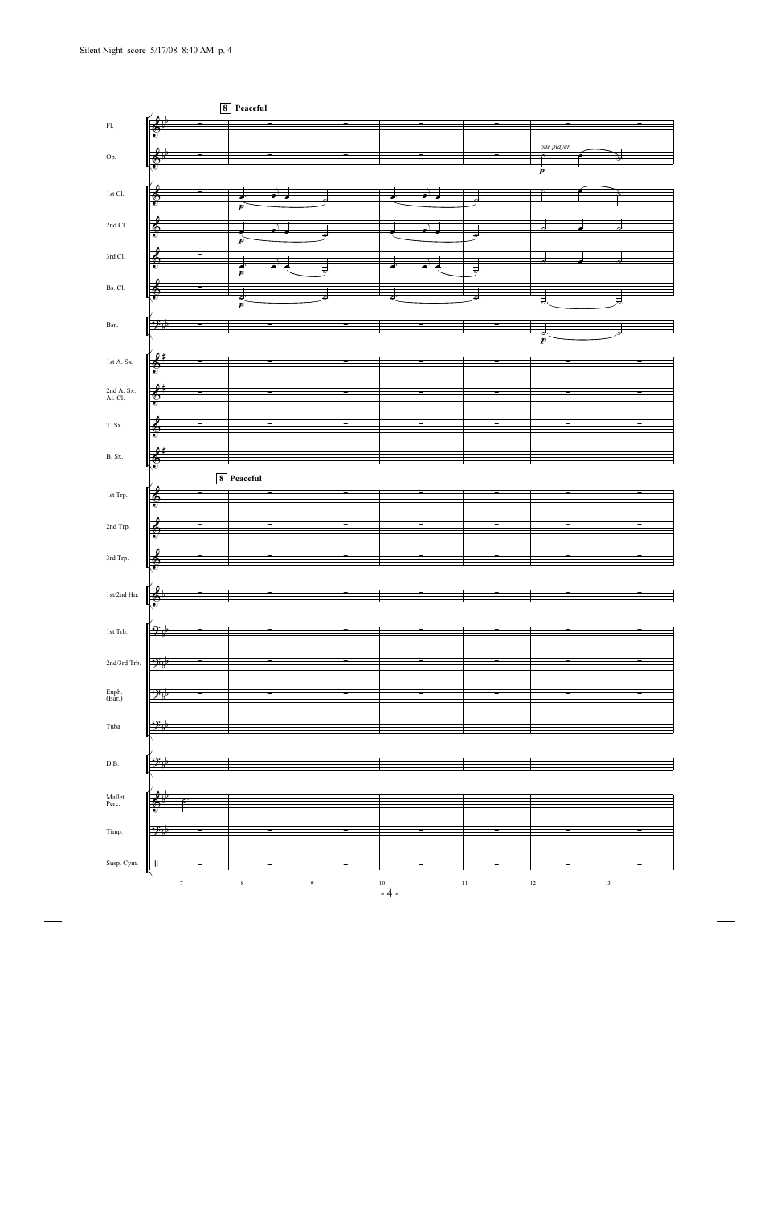**8** **Peaceful**

Fl.

Ob.

*one player*

*p*

1st Cl.

2nd Cl.

3rd Cl.

Bs. Cl.

Bsn.

1st A. Sx.

2nd A. Sx.
Al. Cl.

T. Sx.

B. Sx.

**8** **Peaceful**

1st Trp.

2nd Trp.

3rd Trp.

1st/2nd Hn.

1st Trb.

2nd/3rd Trb.

Euph.
(Bar.)

Tuba

D.B.

Mallet
Perc.

Timp.

Susp. Cym.

7 8 9 10 11 12 13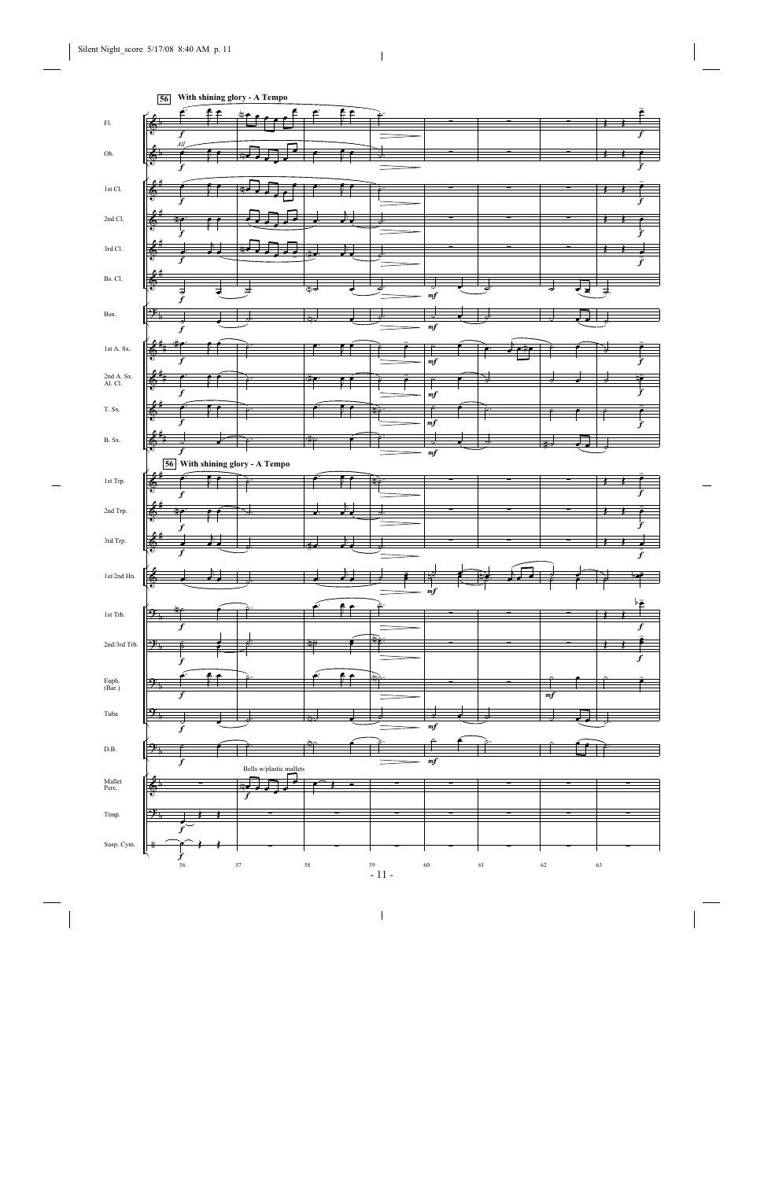**56** **With shining glory - A Tempo**

Fl.
Ob.
1st Cl.
2nd Cl.
3rd Cl.
Bs. Cl.
Bsn.
1st A. Sx.
2nd A. Sx. Al. Cl.
T. Sx.
B. Sx.

**56** **With shining glory - A Tempo**

1st Trp.
2nd Trp.
3rd Trp.
1st/2nd Hn.
1st Trb.
2nd/3rd Trb.
Euph. (Bar.)
Tuba
D.B.
Mallet Perc. — Bells w/plastic mallets
Timp.
Susp. Cym.

56 57 58 59 60 61 62 63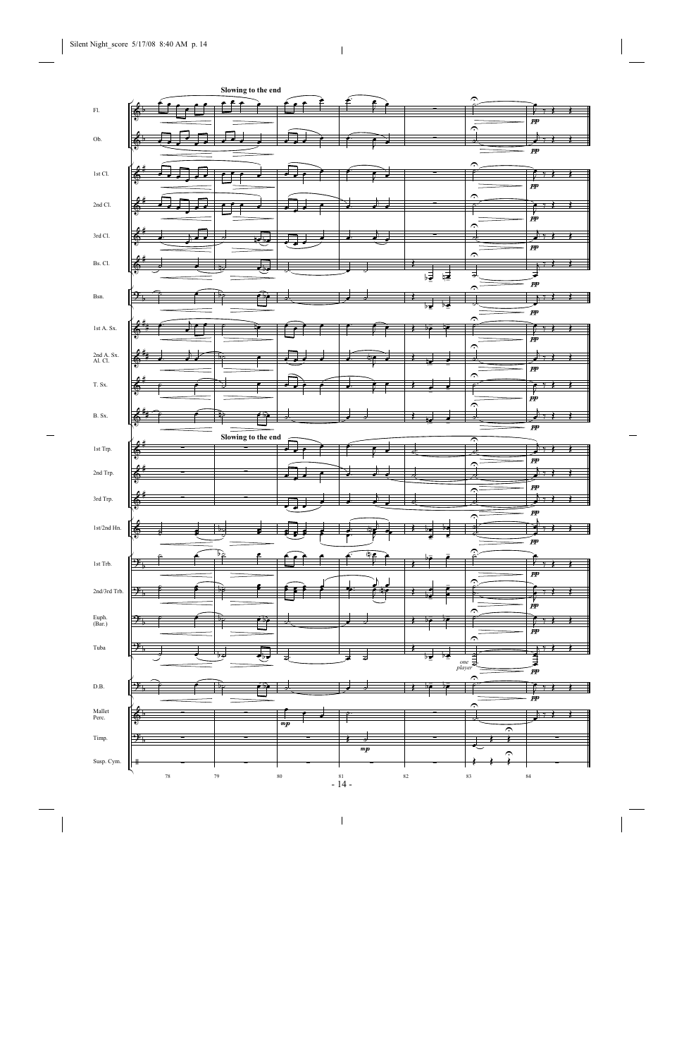Slowing to the end

Fl.

Ob.

1st Cl.

2nd Cl.

3rd Cl.

Bs. Cl.

Bsn.

1st A. Sx.

2nd A. Sx.
Al. Cl.

T. Sx.

B. Sx.

Slowing to the end

1st Trp.

2nd Trp.

3rd Trp.

1st/2nd Hn.

1st Trb.

2nd/3rd Trb.

Euph.
(Bar.)

Tuba

*one player*

D.B.

Mallet
Perc.

Timp.

Susp. Cym.

*mp*

*pp*

78 79 80 81 82 83 84